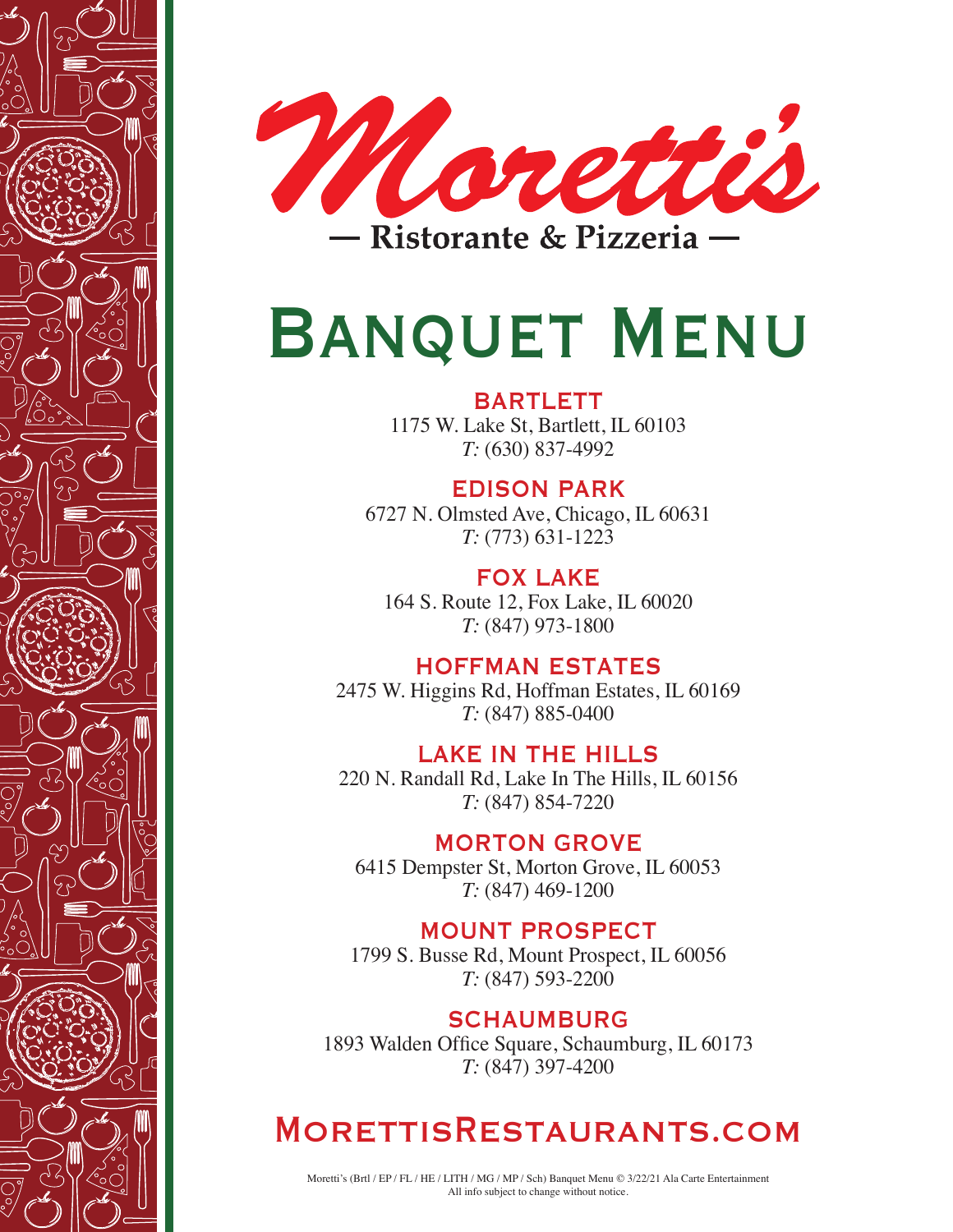# Moretti's

— Ristorante & Pizzeria —

# Banquet Menu

## BARTLETT

1175 W. Lake St, Bartlett, IL 60103
*T:* (630) 837-4992

## EDISON PARK

6727 N. Olmsted Ave, Chicago, IL 60631
*T:* (773) 631-1223

## FOX LAKE

164 S. Route 12, Fox Lake, IL 60020
*T:* (847) 973-1800

## HOFFMAN ESTATES

2475 W. Higgins Rd, Hoffman Estates, IL 60169
*T:* (847) 885-0400

## LAKE IN THE HILLS

220 N. Randall Rd, Lake In The Hills, IL 60156
*T:* (847) 854-7220

## MORTON GROVE

6415 Dempster St, Morton Grove, IL 60053
*T:* (847) 469-1200

## MOUNT PROSPECT

1799 S. Busse Rd, Mount Prospect, IL 60056
*T:* (847) 593-2200

## SCHAUMBURG

1893 Walden Office Square, Schaumburg, IL 60173
*T:* (847) 397-4200

## MorettisRestaurants.com

Moretti's (Brtl / EP / FL / HE / LITH / MG / MP / Sch) Banquet Menu © 3/22/21 Ala Carte Entertainment
All info subject to change without notice.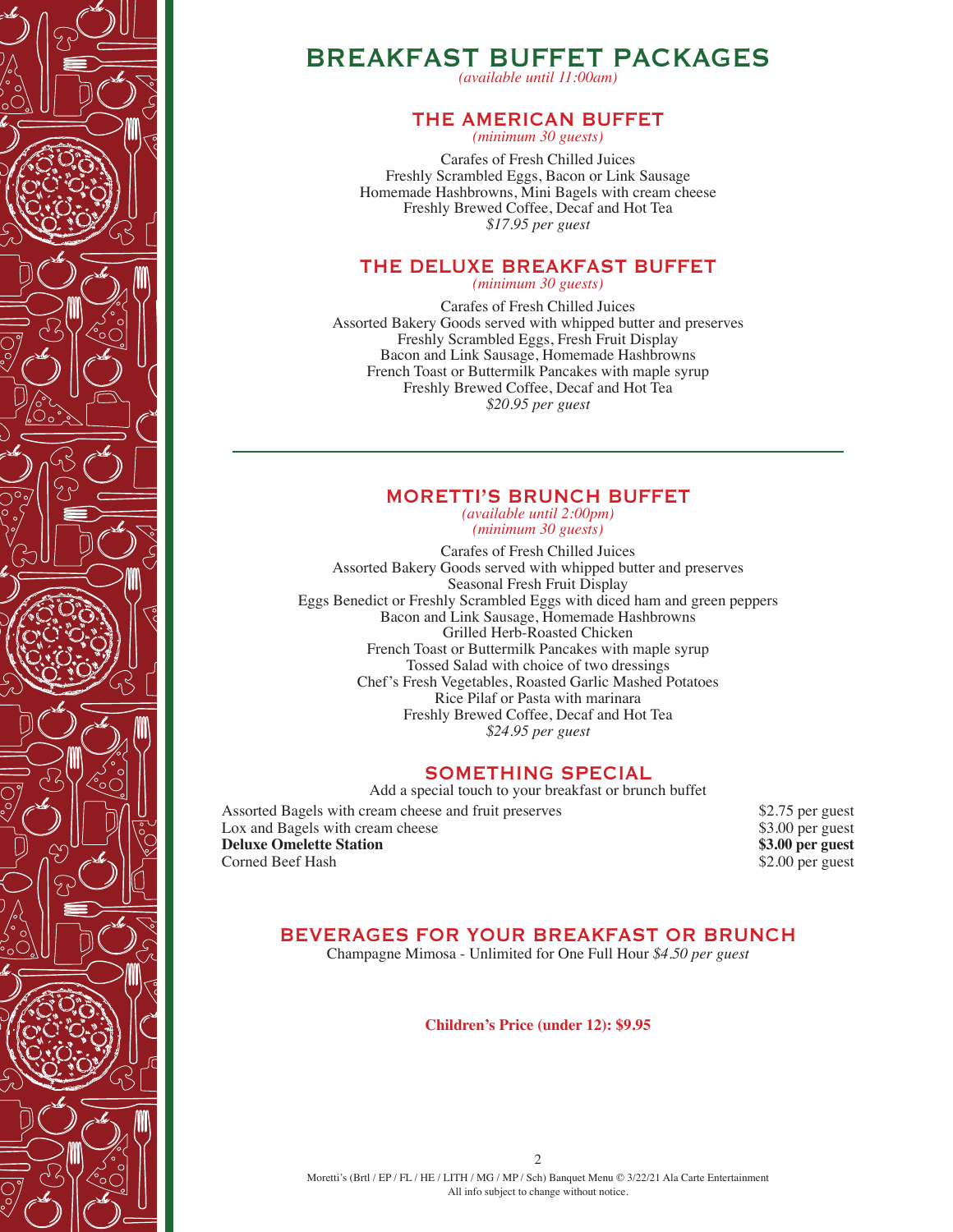# BREAKFAST BUFFET PACKAGES

*(available until 11:00am)*

## THE AMERICAN BUFFET

*(minimum 30 guests)*

Carafes of Fresh Chilled Juices
Freshly Scrambled Eggs, Bacon or Link Sausage
Homemade Hashbrowns, Mini Bagels with cream cheese
Freshly Brewed Coffee, Decaf and Hot Tea
*$17.95 per guest*

## THE DELUXE BREAKFAST BUFFET

*(minimum 30 guests)*

Carafes of Fresh Chilled Juices
Assorted Bakery Goods served with whipped butter and preserves
Freshly Scrambled Eggs, Fresh Fruit Display
Bacon and Link Sausage, Homemade Hashbrowns
French Toast or Buttermilk Pancakes with maple syrup
Freshly Brewed Coffee, Decaf and Hot Tea
*$20.95 per guest*

---

## MORETTI'S BRUNCH BUFFET

*(available until 2:00pm)*
*(minimum 30 guests)*

Carafes of Fresh Chilled Juices
Assorted Bakery Goods served with whipped butter and preserves
Seasonal Fresh Fruit Display
Eggs Benedict or Freshly Scrambled Eggs with diced ham and green peppers
Bacon and Link Sausage, Homemade Hashbrowns
Grilled Herb-Roasted Chicken
French Toast or Buttermilk Pancakes with maple syrup
Tossed Salad with choice of two dressings
Chef's Fresh Vegetables, Roasted Garlic Mashed Potatoes
Rice Pilaf or Pasta with marinara
Freshly Brewed Coffee, Decaf and Hot Tea
*$24.95 per guest*

## SOMETHING SPECIAL

Add a special touch to your breakfast or brunch buffet

| Item | Price |
|---|---|
| Assorted Bagels with cream cheese and fruit preserves | $2.75 per guest |
| Lox and Bagels with cream cheese | $3.00 per guest |
| **Deluxe Omelette Station** | **$3.00 per guest** |
| Corned Beef Hash | $2.00 per guest |

## BEVERAGES FOR YOUR BREAKFAST OR BRUNCH

Champagne Mimosa - Unlimited for One Full Hour *$4.50 per guest*

**Children's Price (under 12): $9.95**

Moretti's (Brtl / EP / FL / HE / LITH / MG / MP / Sch) Banquet Menu © 3/22/21 Ala Carte Entertainment
All info subject to change without notice.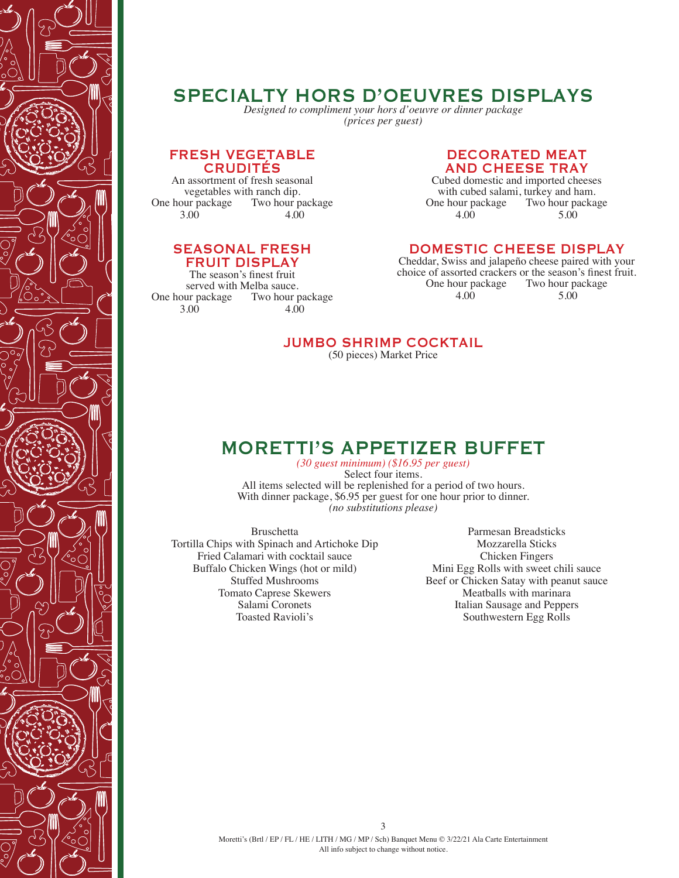# SPECIALTY HORS D'OEUVRES DISPLAYS

*Designed to compliment your hors d'oeuvre or dinner package*
*(prices per guest)*

## FRESH VEGETABLE CRUDITÉS

An assortment of fresh seasonal vegetables with ranch dip.

| One hour package | Two hour package |
|---|---|
| 3.00 | 4.00 |

## SEASONAL FRESH FRUIT DISPLAY

The season's finest fruit served with Melba sauce.

| One hour package | Two hour package |
|---|---|
| 3.00 | 4.00 |

## DECORATED MEAT AND CHEESE TRAY

Cubed domestic and imported cheeses with cubed salami, turkey and ham.

| One hour package | Two hour package |
|---|---|
| 4.00 | 5.00 |

## DOMESTIC CHEESE DISPLAY

Cheddar, Swiss and jalapeño cheese paired with your choice of assorted crackers or the season's finest fruit.

| One hour package | Two hour package |
|---|---|
| 4.00 | 5.00 |

## JUMBO SHRIMP COCKTAIL

(50 pieces) Market Price

# MORETTI'S APPETIZER BUFFET

*(30 guest minimum) ($16.95 per guest)*

Select four items.
All items selected will be replenished for a period of two hours.
With dinner package, $6.95 per guest for one hour prior to dinner.
*(no substitutions please)*

Bruschetta
Tortilla Chips with Spinach and Artichoke Dip
Fried Calamari with cocktail sauce
Buffalo Chicken Wings (hot or mild)
Stuffed Mushrooms
Tomato Caprese Skewers
Salami Coronets
Toasted Ravioli's
Parmesan Breadsticks
Mozzarella Sticks
Chicken Fingers
Mini Egg Rolls with sweet chili sauce
Beef or Chicken Satay with peanut sauce
Meatballs with marinara
Italian Sausage and Peppers
Southwestern Egg Rolls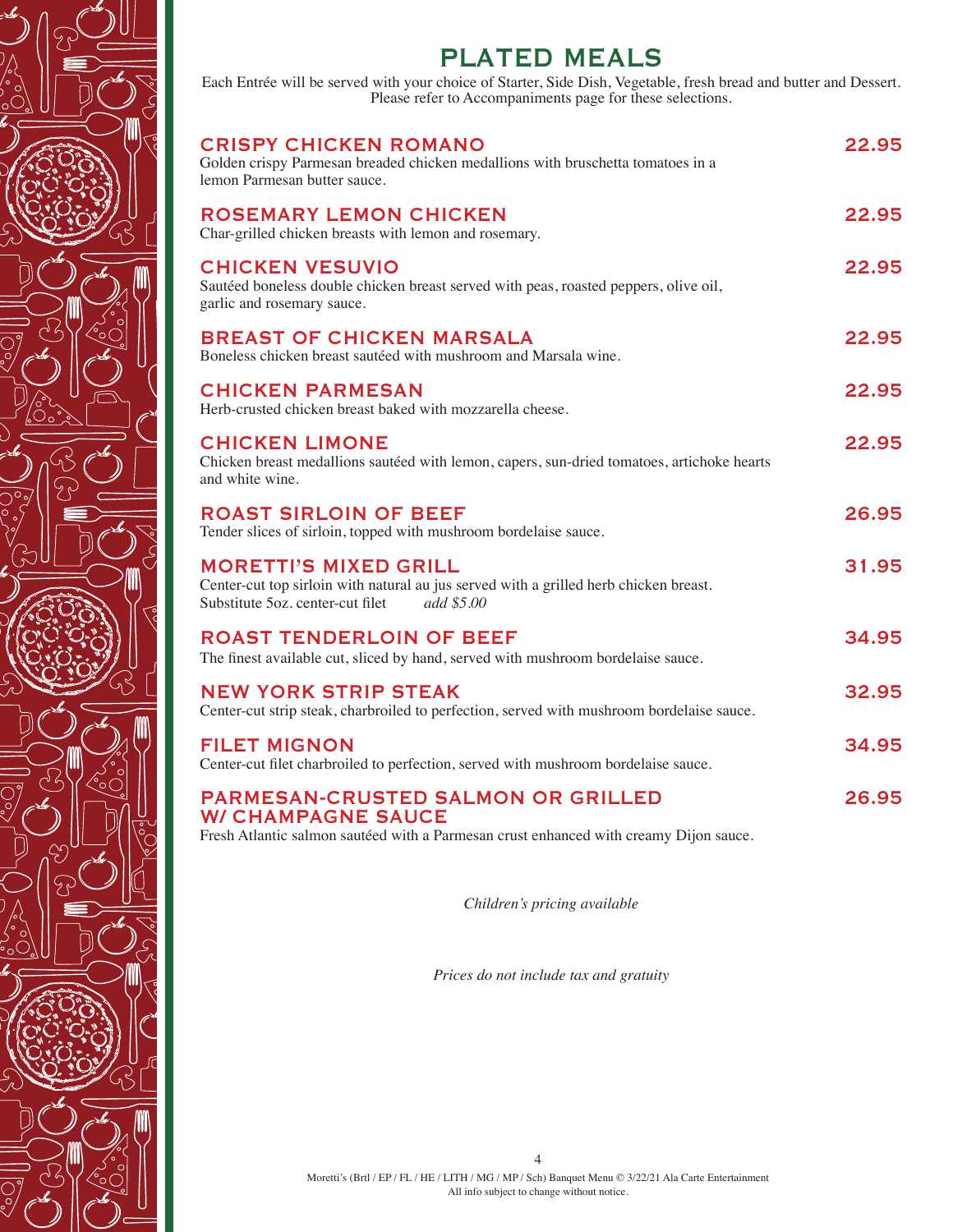# PLATED MEALS

Each Entrée will be served with your choice of Starter, Side Dish, Vegetable, fresh bread and butter and Dessert. Please refer to Accompaniments page for these selections.

## CRISPY CHICKEN ROMANO — 22.95

Golden crispy Parmesan breaded chicken medallions with bruschetta tomatoes in a lemon Parmesan butter sauce.

## ROSEMARY LEMON CHICKEN — 22.95

Char-grilled chicken breasts with lemon and rosemary.

## CHICKEN VESUVIO — 22.95

Sautéed boneless double chicken breast served with peas, roasted peppers, olive oil, garlic and rosemary sauce.

## BREAST OF CHICKEN MARSALA — 22.95

Boneless chicken breast sautéed with mushroom and Marsala wine.

## CHICKEN PARMESAN — 22.95

Herb-crusted chicken breast baked with mozzarella cheese.

## CHICKEN LIMONE — 22.95

Chicken breast medallions sautéed with lemon, capers, sun-dried tomatoes, artichoke hearts and white wine.

## ROAST SIRLOIN OF BEEF — 26.95

Tender slices of sirloin, topped with mushroom bordelaise sauce.

## MORETTI'S MIXED GRILL — 31.95

Center-cut top sirloin with natural au jus served with a grilled herb chicken breast.
Substitute 5oz. center-cut filet *add $5.00*

## ROAST TENDERLOIN OF BEEF — 34.95

The finest available cut, sliced by hand, served with mushroom bordelaise sauce.

## NEW YORK STRIP STEAK — 32.95

Center-cut strip steak, charbroiled to perfection, served with mushroom bordelaise sauce.

## FILET MIGNON — 34.95

Center-cut filet charbroiled to perfection, served with mushroom bordelaise sauce.

## PARMESAN-CRUSTED SALMON OR GRILLED W/ CHAMPAGNE SAUCE — 26.95

Fresh Atlantic salmon sautéed with a Parmesan crust enhanced with creamy Dijon sauce.

*Children's pricing available*

*Prices do not include tax and gratuity*

Moretti's (Brtl / EP / FL / HE / LITH / MG / MP / Sch) Banquet Menu © 3/22/21 Ala Carte Entertainment
All info subject to change without notice.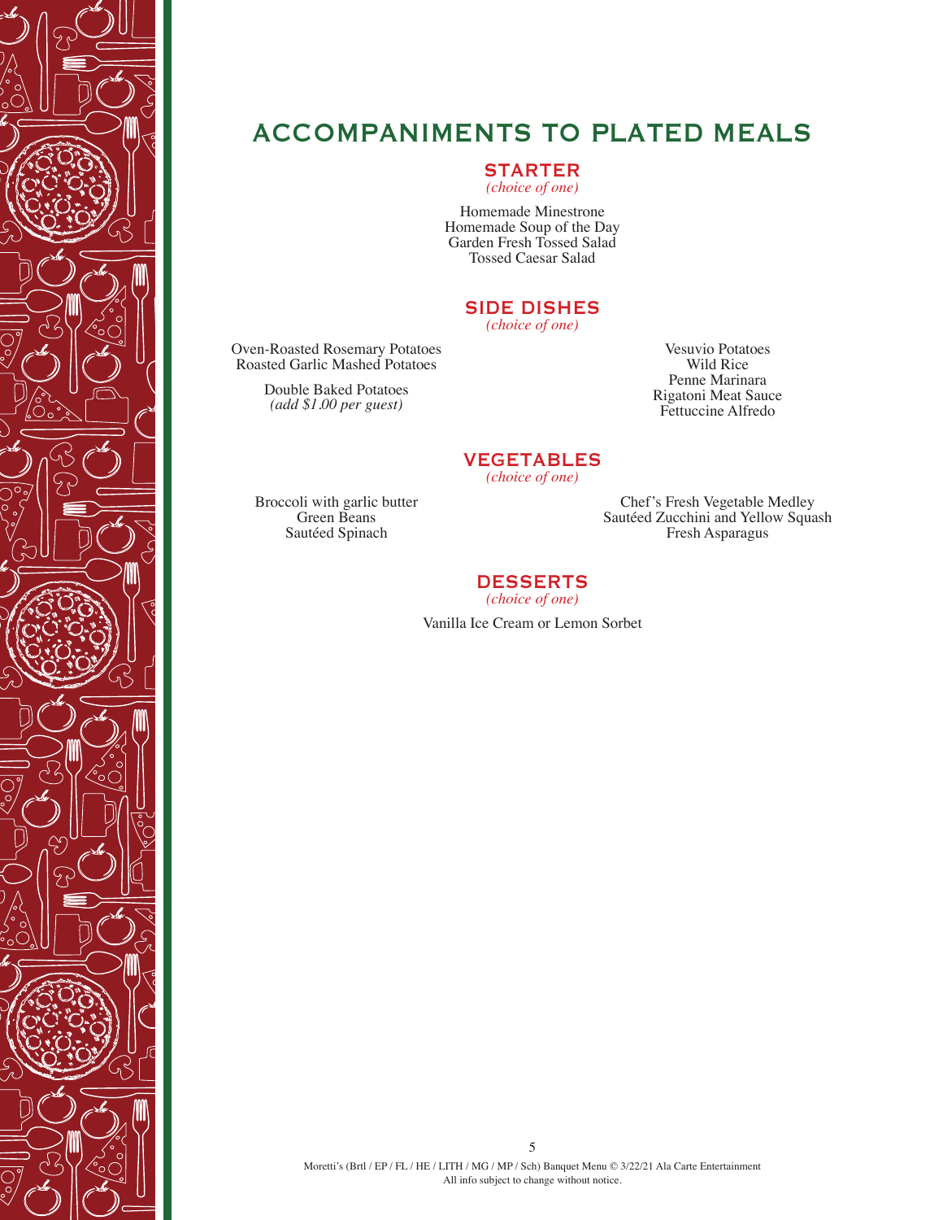# ACCOMPANIMENTS TO PLATED MEALS

## STARTER

*(choice of one)*

Homemade Minestrone
Homemade Soup of the Day
Garden Fresh Tossed Salad
Tossed Caesar Salad

## SIDE DISHES

*(choice of one)*

Oven-Roasted Rosemary Potatoes
Roasted Garlic Mashed Potatoes

Double Baked Potatoes
*(add $1.00 per guest)*

Vesuvio Potatoes
Wild Rice
Penne Marinara
Rigatoni Meat Sauce
Fettuccine Alfredo

## VEGETABLES

*(choice of one)*

Broccoli with garlic butter
Green Beans
Sautéed Spinach

Chef's Fresh Vegetable Medley
Sautéed Zucchini and Yellow Squash
Fresh Asparagus

## DESSERTS

*(choice of one)*

Vanilla Ice Cream or Lemon Sorbet

Moretti's (Brtl / EP / FL / HE / LITH / MG / MP / Sch) Banquet Menu © 3/22/21 Ala Carte Entertainment
All info subject to change without notice.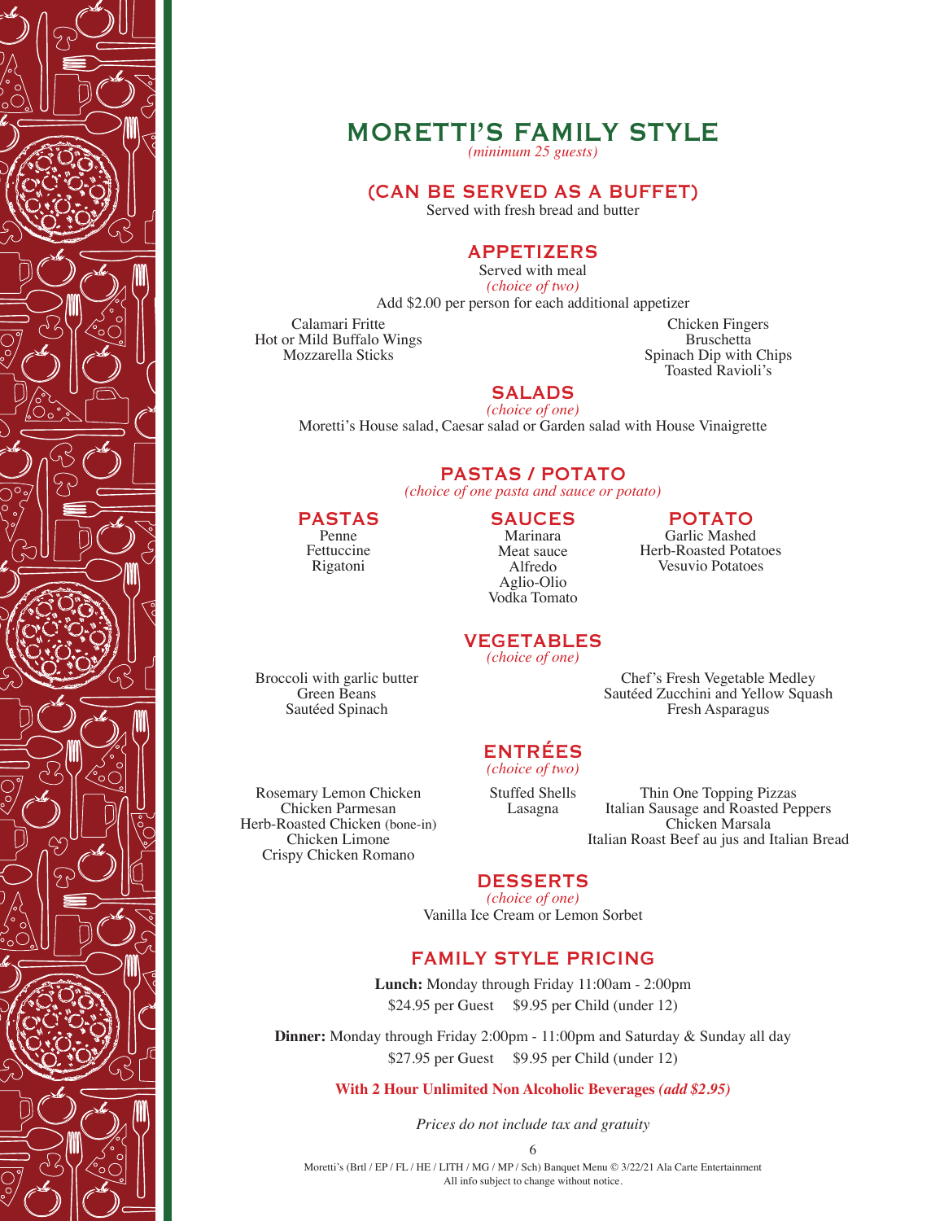# MORETTI'S FAMILY STYLE

*(minimum 25 guests)*

## (CAN BE SERVED AS A BUFFET)

Served with fresh bread and butter

## APPETIZERS

Served with meal

*(choice of two)*

Add $2.00 per person for each additional appetizer

- Calamari Fritte
- Hot or Mild Buffalo Wings
- Mozzarella Sticks
- Chicken Fingers
- Bruschetta
- Spinach Dip with Chips
- Toasted Ravioli's

## SALADS

*(choice of one)*

Moretti's House salad, Caesar salad or Garden salad with House Vinaigrette

## PASTAS / POTATO

*(choice of one pasta and sauce or potato)*

### PASTAS

- Penne
- Fettuccine
- Rigatoni

### SAUCES

- Marinara
- Meat sauce
- Alfredo
- Aglio-Olio
- Vodka Tomato

### POTATO

- Garlic Mashed
- Herb-Roasted Potatoes
- Vesuvio Potatoes

## VEGETABLES

*(choice of one)*

- Broccoli with garlic butter
- Green Beans
- Sautéed Spinach
- Chef's Fresh Vegetable Medley
- Sautéed Zucchini and Yellow Squash
- Fresh Asparagus

## ENTRÉES

*(choice of two)*

- Rosemary Lemon Chicken
- Chicken Parmesan
- Herb-Roasted Chicken (bone-in)
- Chicken Limone
- Crispy Chicken Romano
- Stuffed Shells
- Lasagna
- Thin One Topping Pizzas
- Italian Sausage and Roasted Peppers
- Chicken Marsala
- Italian Roast Beef au jus and Italian Bread

## DESSERTS

*(choice of one)*

Vanilla Ice Cream or Lemon Sorbet

## FAMILY STYLE PRICING

**Lunch:** Monday through Friday 11:00am - 2:00pm

$24.95 per Guest $9.95 per Child (under 12)

**Dinner:** Monday through Friday 2:00pm - 11:00pm and Saturday & Sunday all day

$27.95 per Guest $9.95 per Child (under 12)

**With 2 Hour Unlimited Non Alcoholic Beverages *(add $2.95)***

*Prices do not include tax and gratuity*

Moretti's (Brtl / EP / FL / HE / LITH / MG / MP / Sch) Banquet Menu © 3/22/21 Ala Carte Entertainment
All info subject to change without notice.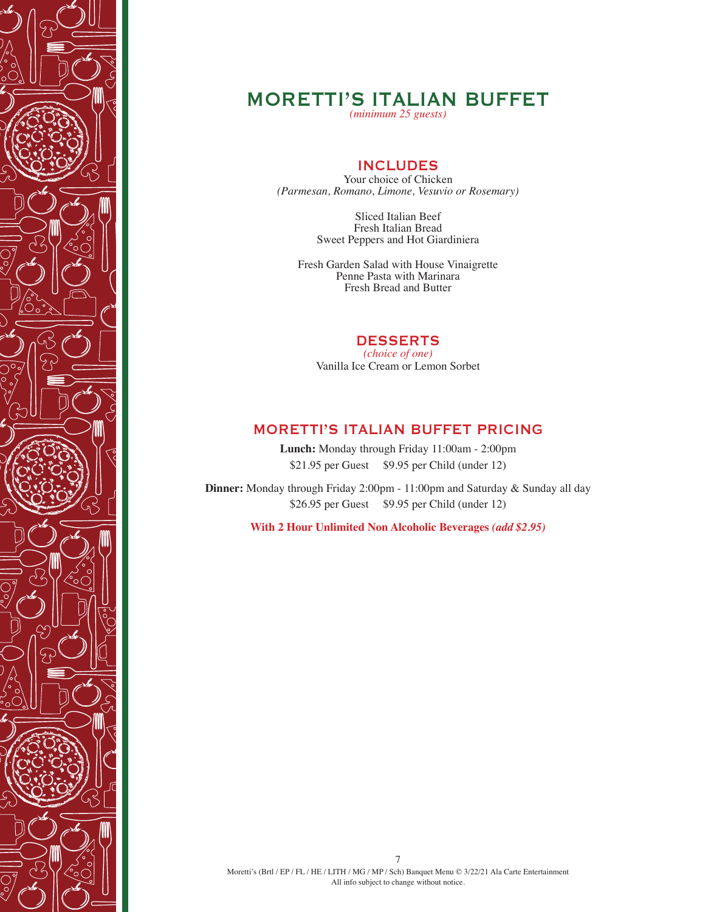# MORETTI'S ITALIAN BUFFET

*(minimum 25 guests)*

## INCLUDES

Your choice of Chicken
*(Parmesan, Romano, Limone, Vesuvio or Rosemary)*

Sliced Italian Beef
Fresh Italian Bread
Sweet Peppers and Hot Giardiniera

Fresh Garden Salad with House Vinaigrette
Penne Pasta with Marinara
Fresh Bread and Butter

## DESSERTS

*(choice of one)*
Vanilla Ice Cream or Lemon Sorbet

## MORETTI'S ITALIAN BUFFET PRICING

**Lunch:** Monday through Friday 11:00am - 2:00pm
$21.95 per Guest    $9.95 per Child (under 12)

**Dinner:** Monday through Friday 2:00pm - 11:00pm and Saturday & Sunday all day
$26.95 per Guest    $9.95 per Child (under 12)

**With 2 Hour Unlimited Non Alcoholic Beverages *(add $2.95)***

Moretti's (Brtl / EP / FL / HE / LITH / MG / MP / Sch) Banquet Menu © 3/22/21 Ala Carte Entertainment
All info subject to change without notice.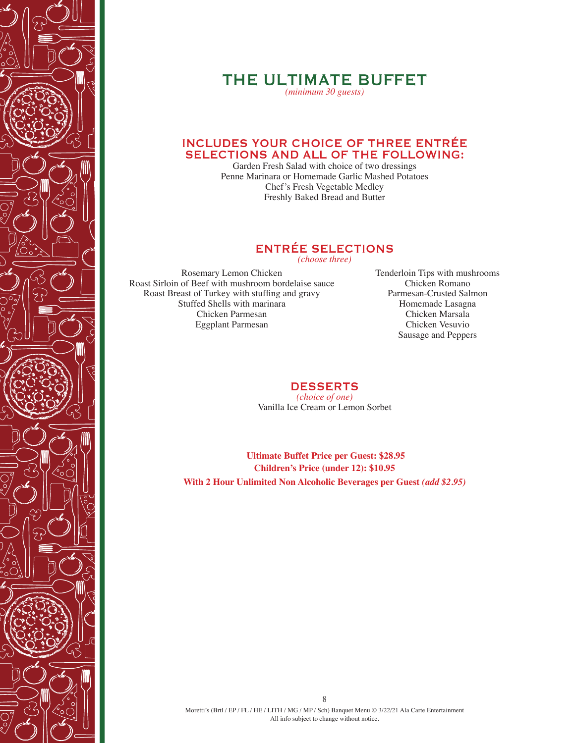# THE ULTIMATE BUFFET

*(minimum 30 guests)*

## INCLUDES YOUR CHOICE OF THREE ENTRÉE SELECTIONS AND ALL OF THE FOLLOWING:

Garden Fresh Salad with choice of two dressings
Penne Marinara or Homemade Garlic Mashed Potatoes
Chef's Fresh Vegetable Medley
Freshly Baked Bread and Butter

## ENTRÉE SELECTIONS

*(choose three)*

Rosemary Lemon Chicken
Roast Sirloin of Beef with mushroom bordelaise sauce
Roast Breast of Turkey with stuffing and gravy
Stuffed Shells with marinara
Chicken Parmesan
Eggplant Parmesan
Tenderloin Tips with mushrooms
Chicken Romano
Parmesan-Crusted Salmon
Homemade Lasagna
Chicken Marsala
Chicken Vesuvio
Sausage and Peppers

## DESSERTS

*(choice of one)*

Vanilla Ice Cream or Lemon Sorbet

**Ultimate Buffet Price per Guest: $28.95**
**Children's Price (under 12): $10.95**
**With 2 Hour Unlimited Non Alcoholic Beverages per Guest *(add $2.95)***

Moretti's (Brtl / EP / FL / HE / LITH / MG / MP / Sch) Banquet Menu © 3/22/21 Ala Carte Entertainment
All info subject to change without notice.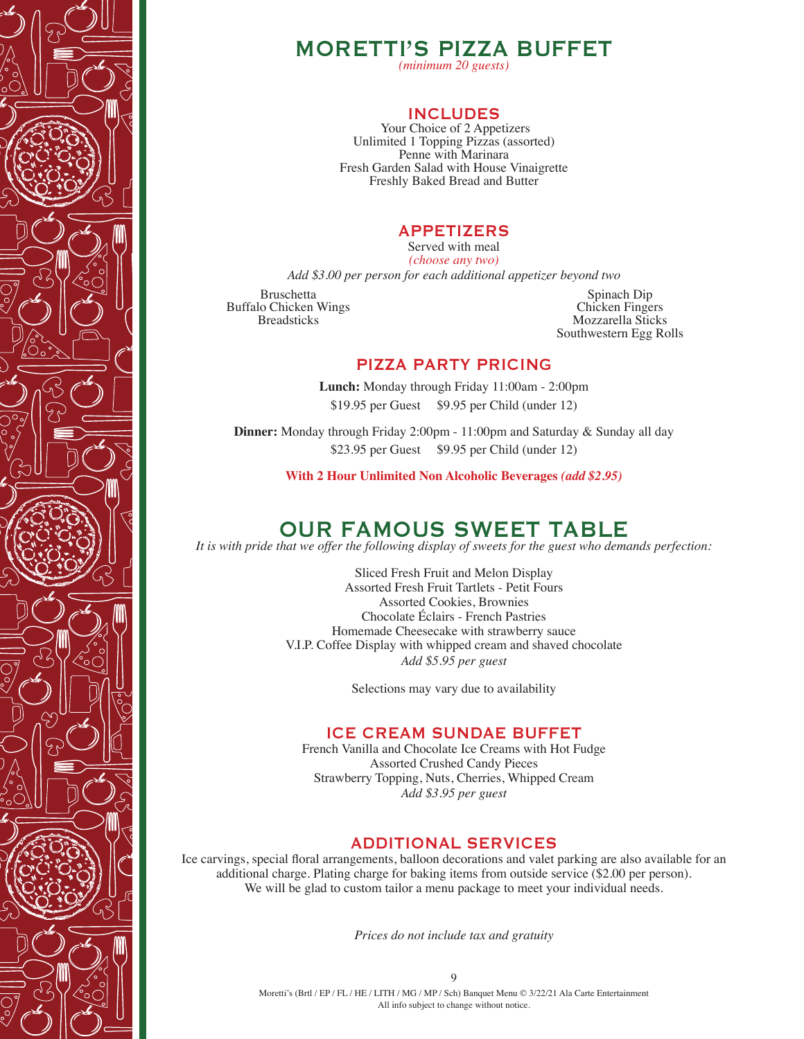# MORETTI'S PIZZA BUFFET

*(minimum 20 guests)*

## INCLUDES

Your Choice of 2 Appetizers
Unlimited 1 Topping Pizzas (assorted)
Penne with Marinara
Fresh Garden Salad with House Vinaigrette
Freshly Baked Bread and Butter

## APPETIZERS

Served with meal
*(choose any two)*

*Add $3.00 per person for each additional appetizer beyond two*

Bruschetta
Buffalo Chicken Wings
Breadsticks
Spinach Dip
Chicken Fingers
Mozzarella Sticks
Southwestern Egg Rolls

## PIZZA PARTY PRICING

**Lunch:** Monday through Friday 11:00am - 2:00pm
$19.95 per Guest     $9.95 per Child (under 12)

**Dinner:** Monday through Friday 2:00pm - 11:00pm and Saturday & Sunday all day
$23.95 per Guest     $9.95 per Child (under 12)

**With 2 Hour Unlimited Non Alcoholic Beverages *(add $2.95)***

# OUR FAMOUS SWEET TABLE

*It is with pride that we offer the following display of sweets for the guest who demands perfection:*

Sliced Fresh Fruit and Melon Display
Assorted Fresh Fruit Tartlets - Petit Fours
Assorted Cookies, Brownies
Chocolate Éclairs - French Pastries
Homemade Cheesecake with strawberry sauce
V.I.P. Coffee Display with whipped cream and shaved chocolate
*Add $5.95 per guest*

Selections may vary due to availability

## ICE CREAM SUNDAE BUFFET

French Vanilla and Chocolate Ice Creams with Hot Fudge
Assorted Crushed Candy Pieces
Strawberry Topping, Nuts, Cherries, Whipped Cream
*Add $3.95 per guest*

## ADDITIONAL SERVICES

Ice carvings, special floral arrangements, balloon decorations and valet parking are also available for an additional charge. Plating charge for baking items from outside service ($2.00 per person). We will be glad to custom tailor a menu package to meet your individual needs.

*Prices do not include tax and gratuity*

Moretti's (Brtl / EP / FL / HE / LITH / MG / MP / Sch) Banquet Menu © 3/22/21 Ala Carte Entertainment
All info subject to change without notice.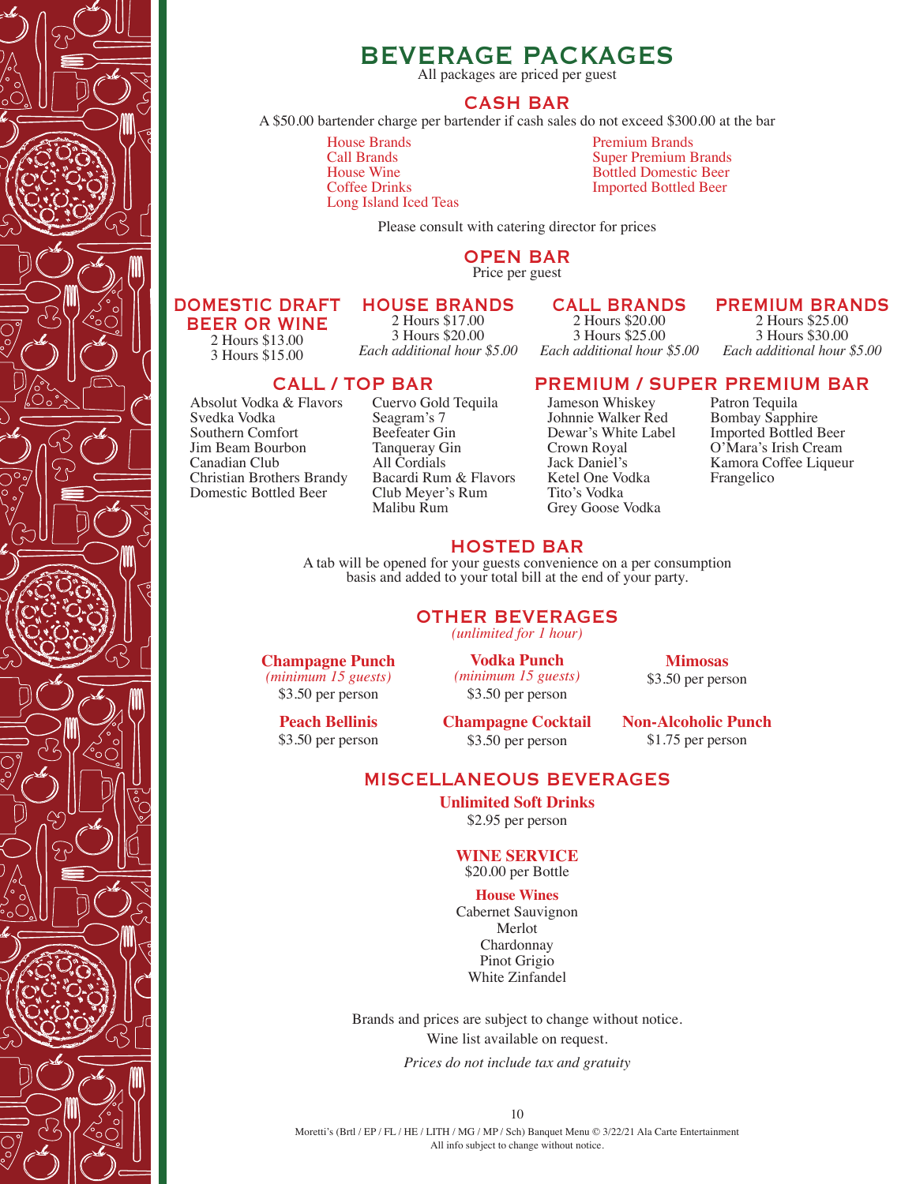# BEVERAGE PACKAGES

All packages are priced per guest

## CASH BAR

A $50.00 bartender charge per bartender if cash sales do not exceed $300.00 at the bar

- House Brands
- Call Brands
- House Wine
- Coffee Drinks
- Long Island Iced Teas
- Premium Brands
- Super Premium Brands
- Bottled Domestic Beer
- Imported Bottled Beer

Please consult with catering director for prices

## OPEN BAR

Price per guest

### DOMESTIC DRAFT BEER OR WINE

2 Hours $13.00
3 Hours $15.00

### HOUSE BRANDS

2 Hours $17.00
3 Hours $20.00
*Each additional hour $5.00*

### CALL BRANDS

2 Hours $20.00
3 Hours $25.00
*Each additional hour $5.00*

### PREMIUM BRANDS

2 Hours $25.00
3 Hours $30.00
*Each additional hour $5.00*

### CALL / TOP BAR

- Absolut Vodka & Flavors
- Svedka Vodka
- Southern Comfort
- Jim Beam Bourbon
- Canadian Club
- Christian Brothers Brandy
- Domestic Bottled Beer
- Cuervo Gold Tequila
- Seagram's 7
- Beefeater Gin
- Tanqueray Gin
- All Cordials
- Bacardi Rum & Flavors
- Club Meyer's Rum
- Malibu Rum

### PREMIUM / SUPER PREMIUM BAR

- Jameson Whiskey
- Johnnie Walker Red
- Dewar's White Label
- Crown Royal
- Jack Daniel's
- Ketel One Vodka
- Tito's Vodka
- Grey Goose Vodka
- Patron Tequila
- Bombay Sapphire
- Imported Bottled Beer
- O'Mara's Irish Cream
- Kamora Coffee Liqueur
- Frangelico

## HOSTED BAR

A tab will be opened for your guests convenience on a per consumption basis and added to your total bill at the end of your party.

## OTHER BEVERAGES

*(unlimited for 1 hour)*

**Champagne Punch**
*(minimum 15 guests)*
$3.50 per person

**Vodka Punch**
*(minimum 15 guests)*
$3.50 per person

**Mimosas**
$3.50 per person

**Peach Bellinis**
$3.50 per person

**Champagne Cocktail**
$3.50 per person

**Non-Alcoholic Punch**
$1.75 per person

## MISCELLANEOUS BEVERAGES

**Unlimited Soft Drinks**
$2.95 per person

**WINE SERVICE**
$20.00 per Bottle

**House Wines**
Cabernet Sauvignon
Merlot
Chardonnay
Pinot Grigio
White Zinfandel

Brands and prices are subject to change without notice.
Wine list available on request.

*Prices do not include tax and gratuity*

Moretti's (Brtl / EP / FL / HE / LITH / MG / MP / Sch) Banquet Menu © 3/22/21 Ala Carte Entertainment
All info subject to change without notice.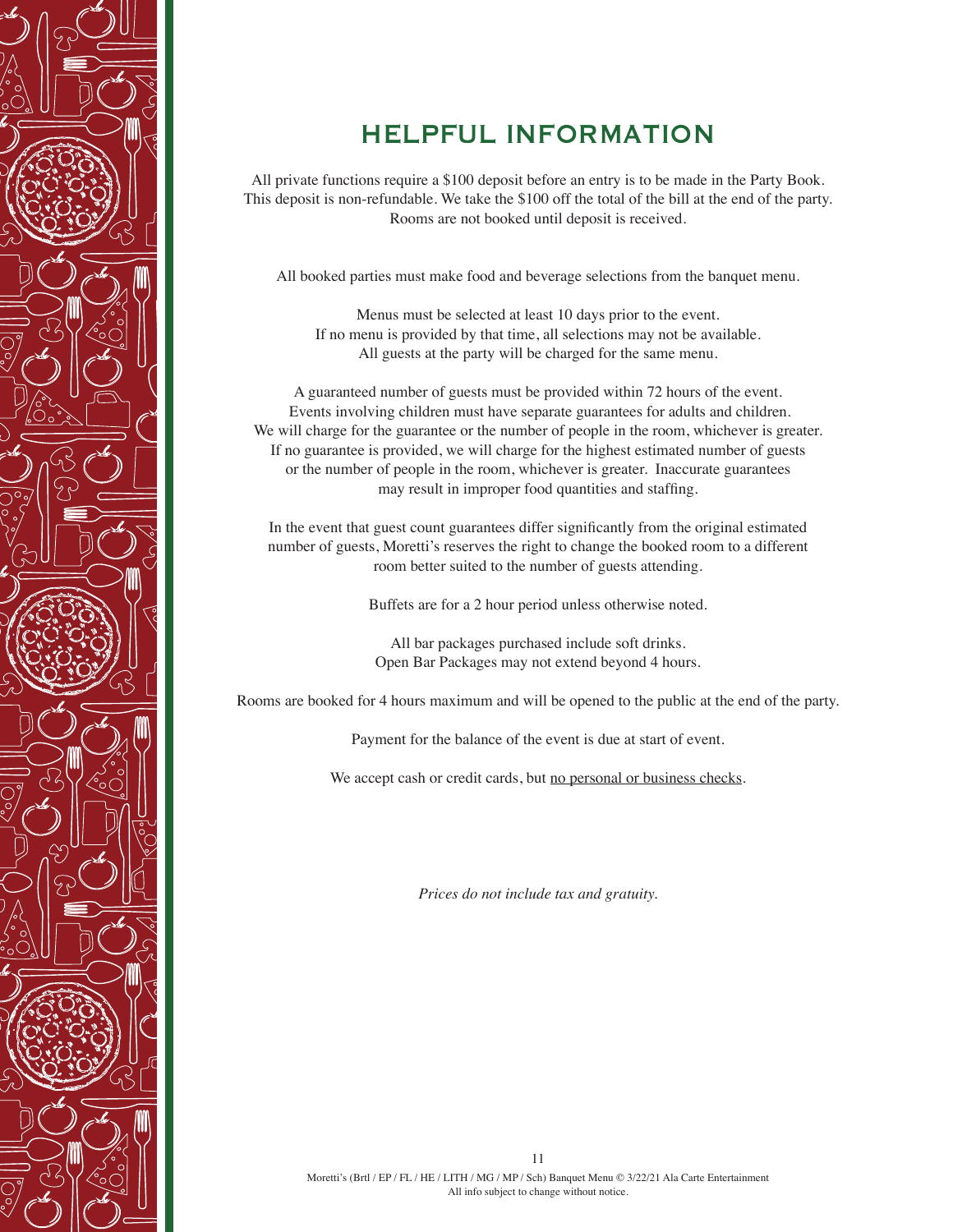# HELPFUL INFORMATION

All private functions require a $100 deposit before an entry is to be made in the Party Book. This deposit is non-refundable. We take the $100 off the total of the bill at the end of the party. Rooms are not booked until deposit is received.

All booked parties must make food and beverage selections from the banquet menu.

Menus must be selected at least 10 days prior to the event.
If no menu is provided by that time, all selections may not be available.
All guests at the party will be charged for the same menu.

A guaranteed number of guests must be provided within 72 hours of the event.
Events involving children must have separate guarantees for adults and children.
We will charge for the guarantee or the number of people in the room, whichever is greater.
If no guarantee is provided, we will charge for the highest estimated number of guests or the number of people in the room, whichever is greater. Inaccurate guarantees may result in improper food quantities and staffing.

In the event that guest count guarantees differ significantly from the original estimated number of guests, Moretti's reserves the right to change the booked room to a different room better suited to the number of guests attending.

Buffets are for a 2 hour period unless otherwise noted.

All bar packages purchased include soft drinks.
Open Bar Packages may not extend beyond 4 hours.

Rooms are booked for 4 hours maximum and will be opened to the public at the end of the party.

Payment for the balance of the event is due at start of event.

We accept cash or credit cards, but <u>no personal or business checks</u>.

*Prices do not include tax and gratuity.*

Moretti's (Brtl / EP / FL / HE / LITH / MG / MP / Sch) Banquet Menu © 3/22/21 Ala Carte Entertainment
All info subject to change without notice.